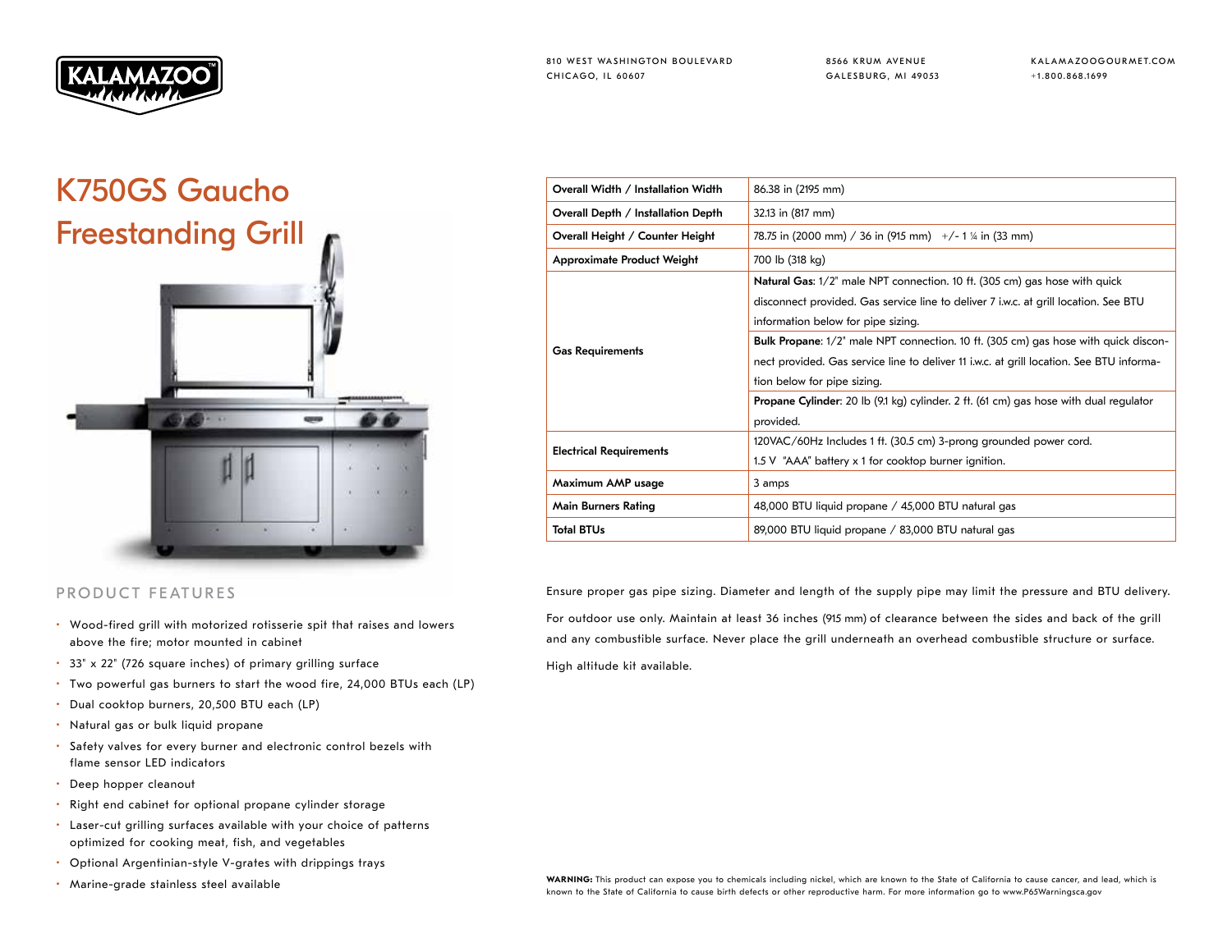KALAMAZOO™

810 WEST WASHINGTON BOULEVARD
CHICAGO, IL 60607

8566 KRUM AVENUE
GALESBURG, MI 49053

KALAMAZOOGOURMET.COM
+1.800.868.1699

# K750GS Gaucho Freestanding Grill

| | |
|---|---|
| **Overall Width / Installation Width** | 86.38 in (2195 mm) |
| **Overall Depth / Installation Depth** | 32.13 in (817 mm) |
| **Overall Height / Counter Height** | 78.75 in (2000 mm) / 36 in (915 mm) +/- 1 ¼ in (33 mm) |
| **Approximate Product Weight** | 700 lb (318 kg) |
| **Gas Requirements** | **Natural Gas**: 1/2" male NPT connection. 10 ft. (305 cm) gas hose with quick disconnect provided. Gas service line to deliver 7 i.w.c. at grill location. See BTU information below for pipe sizing. |
| | **Bulk Propane**: 1/2" male NPT connection. 10 ft. (305 cm) gas hose with quick disconnect provided. Gas service line to deliver 11 i.w.c. at grill location. See BTU information below for pipe sizing. |
| | **Propane Cylinder**: 20 lb (9.1 kg) cylinder. 2 ft. (61 cm) gas hose with dual regulator provided. |
| **Electrical Requirements** | 120VAC/60Hz Includes 1 ft. (30.5 cm) 3-prong grounded power cord. 1.5 V "AAA" battery x 1 for cooktop burner ignition. |
| **Maximum AMP usage** | 3 amps |
| **Main Burners Rating** | 48,000 BTU liquid propane / 45,000 BTU natural gas |
| **Total BTUs** | 89,000 BTU liquid propane / 83,000 BTU natural gas |

## PRODUCT FEATURES

- Wood-fired grill with motorized rotisserie spit that raises and lowers above the fire; motor mounted in cabinet
- 33" x 22" (726 square inches) of primary grilling surface
- Two powerful gas burners to start the wood fire, 24,000 BTUs each (LP)
- Dual cooktop burners, 20,500 BTU each (LP)
- Natural gas or bulk liquid propane
- Safety valves for every burner and electronic control bezels with flame sensor LED indicators
- Deep hopper cleanout
- Right end cabinet for optional propane cylinder storage
- Laser-cut grilling surfaces available with your choice of patterns optimized for cooking meat, fish, and vegetables
- Optional Argentinian-style V-grates with drippings trays
- Marine-grade stainless steel available

Ensure proper gas pipe sizing. Diameter and length of the supply pipe may limit the pressure and BTU delivery.

For outdoor use only. Maintain at least 36 inches (915 mm) of clearance between the sides and back of the grill and any combustible surface. Never place the grill underneath an overhead combustible structure or surface.

High altitude kit available.

**WARNING:** This product can expose you to chemicals including nickel, which are known to the State of California to cause cancer, and lead, which is known to the State of California to cause birth defects or other reproductive harm. For more information go to www.P65Warningsca.gov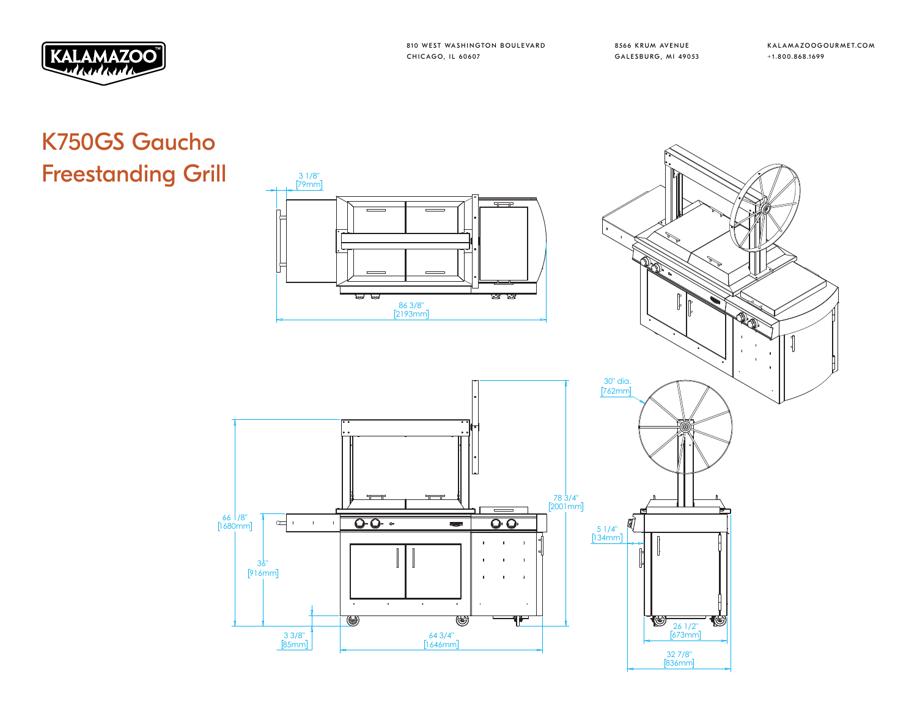KALAMAZOO

810 WEST WASHINGTON BOULEVARD
CHICAGO, IL 60607

8566 KRUM AVENUE
GALESBURG, MI 49053

KALAMAZOOGOURMET.COM
+1.800.868.1699

# K750GS Gaucho Freestanding Grill

3 1/8"
[79mm]

86 3/8"
[2193mm]

30" dia.
[762mm]

78 3/4"
[2001mm]

66 1/8"
[1680mm]

36"
[916mm]

5 1/4"
[134mm]

3 3/8"
[85mm]

64 3/4"
[1646mm]

26 1/2"
[673mm]

32 7/8"
[836mm]